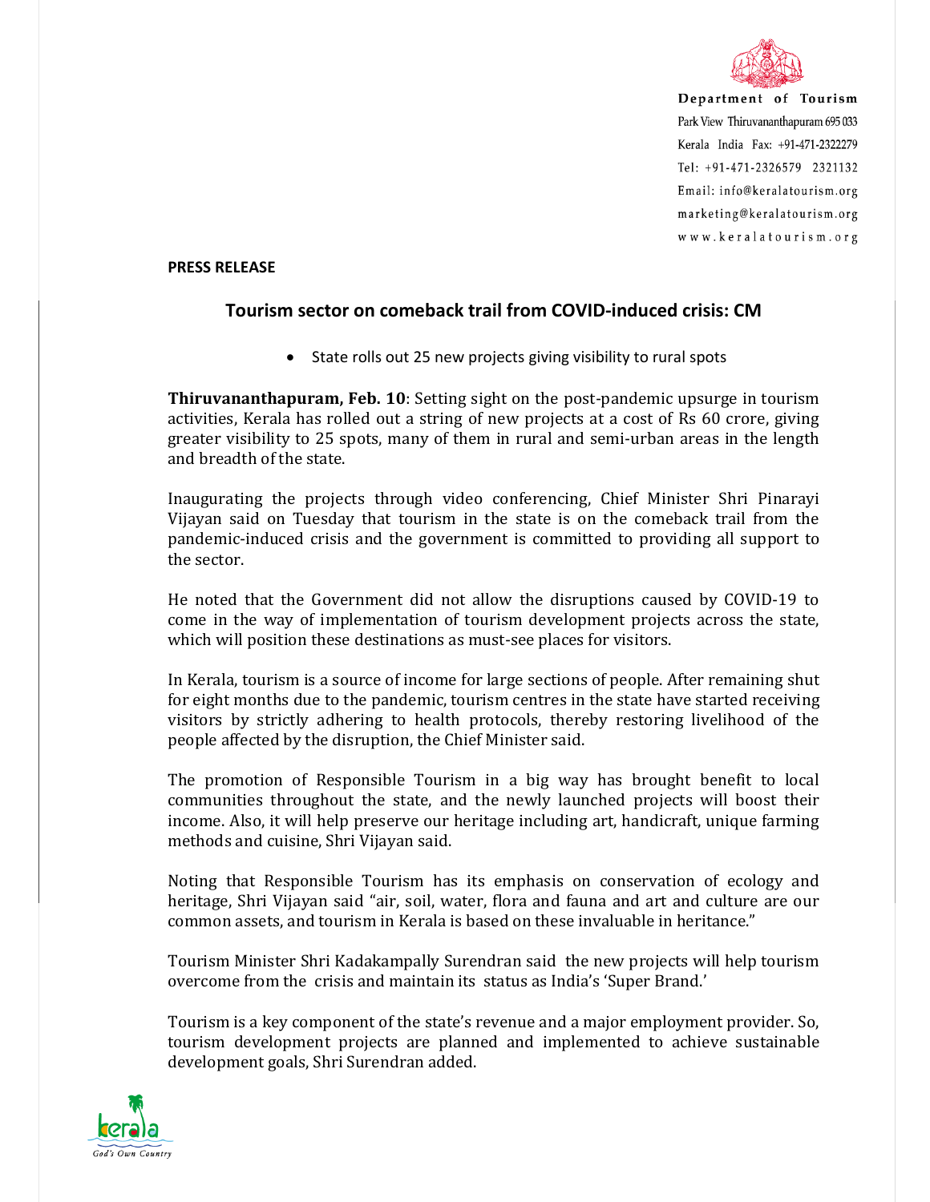Department of Tourism
Park View Thiruvananthapuram 695 033
Kerala India Fax: +91-471-2322279
Tel: +91-471-2326579 2321132
Email: info@keralatourism.org
marketing@keralatourism.org
www.keralatourism.org

**PRESS RELEASE**

## Tourism sector on comeback trail from COVID-induced crisis: CM

- State rolls out 25 new projects giving visibility to rural spots

**Thiruvananthapuram, Feb. 10**: Setting sight on the post-pandemic upsurge in tourism activities, Kerala has rolled out a string of new projects at a cost of Rs 60 crore, giving greater visibility to 25 spots, many of them in rural and semi-urban areas in the length and breadth of the state.

Inaugurating the projects through video conferencing, Chief Minister Shri Pinarayi Vijayan said on Tuesday that tourism in the state is on the comeback trail from the pandemic-induced crisis and the government is committed to providing all support to the sector.

He noted that the Government did not allow the disruptions caused by COVID-19 to come in the way of implementation of tourism development projects across the state, which will position these destinations as must-see places for visitors.

In Kerala, tourism is a source of income for large sections of people. After remaining shut for eight months due to the pandemic, tourism centres in the state have started receiving visitors by strictly adhering to health protocols, thereby restoring livelihood of the people affected by the disruption, the Chief Minister said.

The promotion of Responsible Tourism in a big way has brought benefit to local communities throughout the state, and the newly launched projects will boost their income. Also, it will help preserve our heritage including art, handicraft, unique farming methods and cuisine, Shri Vijayan said.

Noting that Responsible Tourism has its emphasis on conservation of ecology and heritage, Shri Vijayan said "air, soil, water, flora and fauna and art and culture are our common assets, and tourism in Kerala is based on these invaluable in heritance."

Tourism Minister Shri Kadakampally Surendran said the new projects will help tourism overcome from the crisis and maintain its status as India's 'Super Brand.'

Tourism is a key component of the state's revenue and a major employment provider. So, tourism development projects are planned and implemented to achieve sustainable development goals, Shri Surendran added.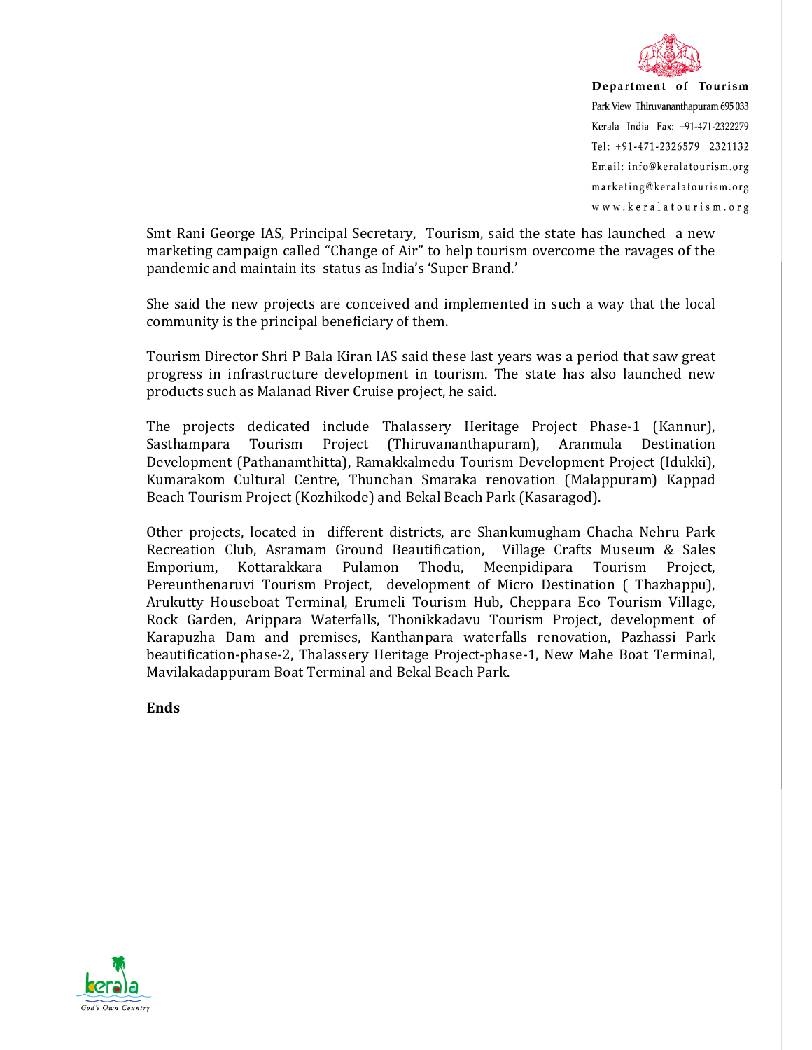Department of Tourism
Park View Thiruvananthapuram 695 033
Kerala India Fax: +91-471-2322279
Tel: +91-471-2326579 2321132
Email: info@keralatourism.org
marketing@keralatourism.org
www.keralatourism.org

Smt Rani George IAS, Principal Secretary, Tourism, said the state has launched a new marketing campaign called "Change of Air" to help tourism overcome the ravages of the pandemic and maintain its status as India's 'Super Brand.'

She said the new projects are conceived and implemented in such a way that the local community is the principal beneficiary of them.

Tourism Director Shri P Bala Kiran IAS said these last years was a period that saw great progress in infrastructure development in tourism. The state has also launched new products such as Malanad River Cruise project, he said.

The projects dedicated include Thalassery Heritage Project Phase-1 (Kannur), Sasthampara Tourism Project (Thiruvananthapuram), Aranmula Destination Development (Pathanamthitta), Ramakkalmedu Tourism Development Project (Idukki), Kumarakom Cultural Centre, Thunchan Smaraka renovation (Malappuram) Kappad Beach Tourism Project (Kozhikode) and Bekal Beach Park (Kasaragod).

Other projects, located in different districts, are Shankumugham Chacha Nehru Park Recreation Club, Asramam Ground Beautification, Village Crafts Museum & Sales Emporium, Kottarakkara Pulamon Thodu, Meenpidipara Tourism Project, Pereunthenaruvi Tourism Project, development of Micro Destination ( Thazhappu), Arukutty Houseboat Terminal, Erumeli Tourism Hub, Cheppara Eco Tourism Village, Rock Garden, Arippara Waterfalls, Thonikkadavu Tourism Project, development of Karapuzha Dam and premises, Kanthanpara waterfalls renovation, Pazhassi Park beautification-phase-2, Thalassery Heritage Project-phase-1, New Mahe Boat Terminal, Mavilakadappuram Boat Terminal and Bekal Beach Park.

**Ends**